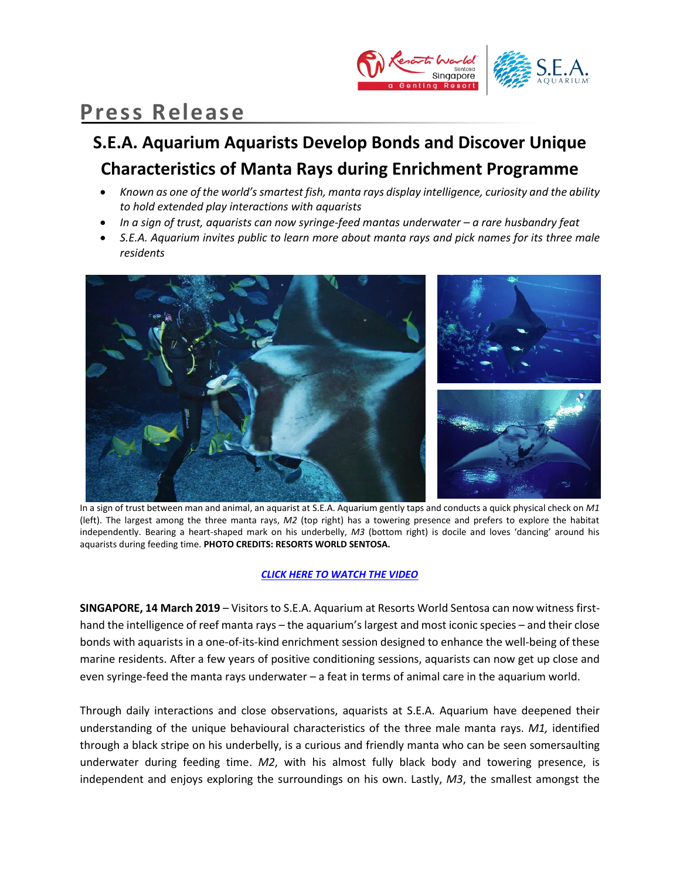# Press Release

## S.E.A. Aquarium Aquarists Develop Bonds and Discover Unique Characteristics of Manta Rays during Enrichment Programme

- *Known as one of the world's smartest fish, manta rays display intelligence, curiosity and the ability to hold extended play interactions with aquarists*
- *In a sign of trust, aquarists can now syringe-feed mantas underwater – a rare husbandry feat*
- *S.E.A. Aquarium invites public to learn more about manta rays and pick names for its three male residents*

In a sign of trust between man and animal, an aquarist at S.E.A. Aquarium gently taps and conducts a quick physical check on *M1* (left). The largest among the three manta rays, *M2* (top right) has a towering presence and prefers to explore the habitat independently. Bearing a heart-shaped mark on his underbelly, *M3* (bottom right) is docile and loves 'dancing' around his aquarists during feeding time. **PHOTO CREDITS: RESORTS WORLD SENTOSA.**

***CLICK HERE TO WATCH THE VIDEO***

**SINGAPORE, 14 March 2019** – Visitors to S.E.A. Aquarium at Resorts World Sentosa can now witness first-hand the intelligence of reef manta rays – the aquarium's largest and most iconic species – and their close bonds with aquarists in a one-of-its-kind enrichment session designed to enhance the well-being of these marine residents. After a few years of positive conditioning sessions, aquarists can now get up close and even syringe-feed the manta rays underwater – a feat in terms of animal care in the aquarium world.

Through daily interactions and close observations, aquarists at S.E.A. Aquarium have deepened their understanding of the unique behavioural characteristics of the three male manta rays. *M1,* identified through a black stripe on his underbelly, is a curious and friendly manta who can be seen somersaulting underwater during feeding time. *M2*, with his almost fully black body and towering presence, is independent and enjoys exploring the surroundings on his own. Lastly, *M3*, the smallest amongst the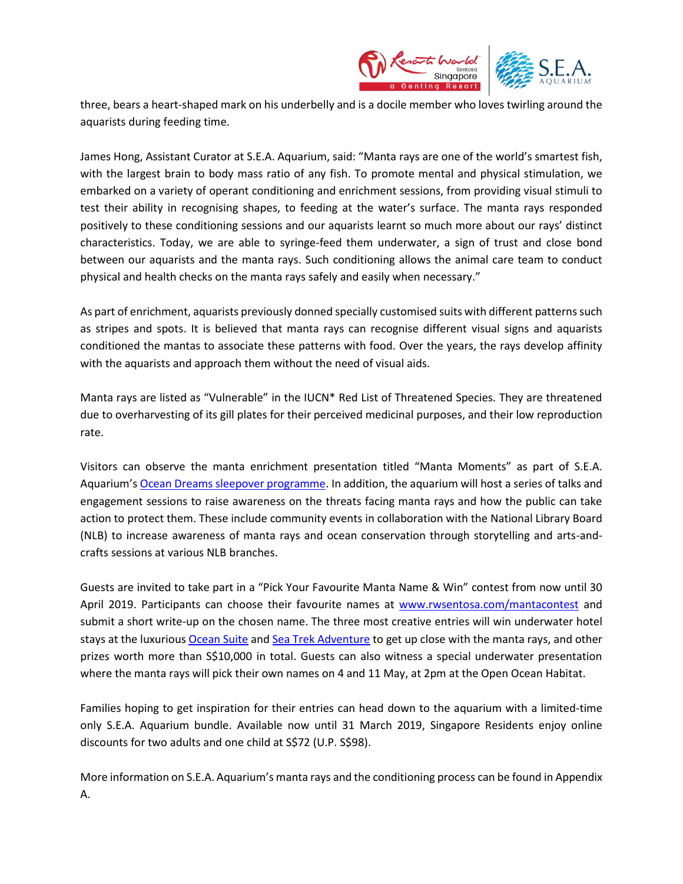three, bears a heart-shaped mark on his underbelly and is a docile member who loves twirling around the aquarists during feeding time.

James Hong, Assistant Curator at S.E.A. Aquarium, said: "Manta rays are one of the world's smartest fish, with the largest brain to body mass ratio of any fish. To promote mental and physical stimulation, we embarked on a variety of operant conditioning and enrichment sessions, from providing visual stimuli to test their ability in recognising shapes, to feeding at the water's surface. The manta rays responded positively to these conditioning sessions and our aquarists learnt so much more about our rays' distinct characteristics. Today, we are able to syringe-feed them underwater, a sign of trust and close bond between our aquarists and the manta rays. Such conditioning allows the animal care team to conduct physical and health checks on the manta rays safely and easily when necessary."

As part of enrichment, aquarists previously donned specially customised suits with different patterns such as stripes and spots. It is believed that manta rays can recognise different visual signs and aquarists conditioned the mantas to associate these patterns with food. Over the years, the rays develop affinity with the aquarists and approach them without the need of visual aids.

Manta rays are listed as "Vulnerable" in the IUCN* Red List of Threatened Species. They are threatened due to overharvesting of its gill plates for their perceived medicinal purposes, and their low reproduction rate.

Visitors can observe the manta enrichment presentation titled "Manta Moments" as part of S.E.A. Aquarium's Ocean Dreams sleepover programme. In addition, the aquarium will host a series of talks and engagement sessions to raise awareness on the threats facing manta rays and how the public can take action to protect them. These include community events in collaboration with the National Library Board (NLB) to increase awareness of manta rays and ocean conservation through storytelling and arts-and-crafts sessions at various NLB branches.

Guests are invited to take part in a "Pick Your Favourite Manta Name & Win" contest from now until 30 April 2019. Participants can choose their favourite names at www.rwsentosa.com/mantacontest and submit a short write-up on the chosen name. The three most creative entries will win underwater hotel stays at the luxurious Ocean Suite and Sea Trek Adventure to get up close with the manta rays, and other prizes worth more than S$10,000 in total. Guests can also witness a special underwater presentation where the manta rays will pick their own names on 4 and 11 May, at 2pm at the Open Ocean Habitat.

Families hoping to get inspiration for their entries can head down to the aquarium with a limited-time only S.E.A. Aquarium bundle. Available now until 31 March 2019, Singapore Residents enjoy online discounts for two adults and one child at S$72 (U.P. S$98).

More information on S.E.A. Aquarium's manta rays and the conditioning process can be found in Appendix A.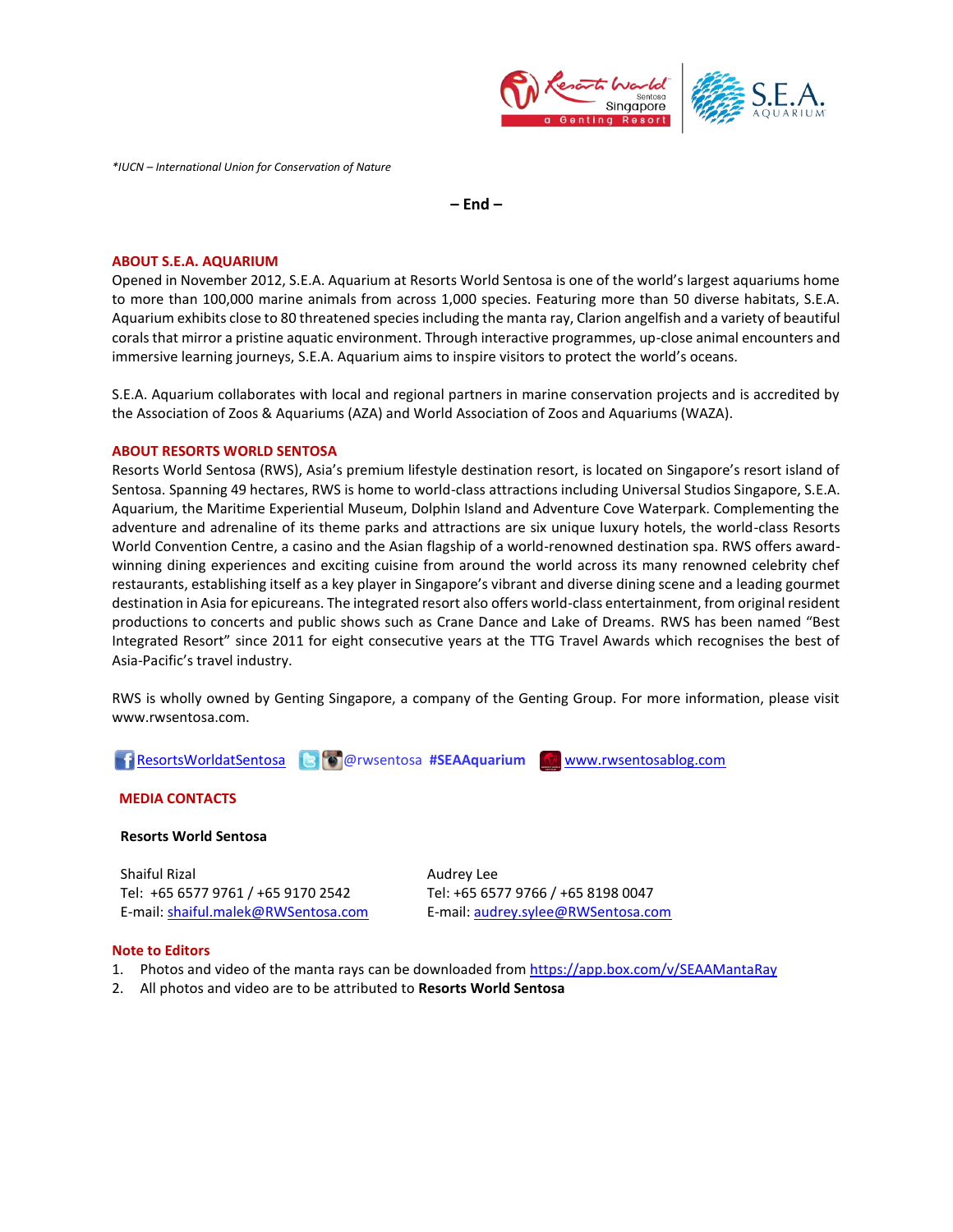*\*IUCN – International Union for Conservation of Nature*

**– End –**

**ABOUT S.E.A. AQUARIUM**

Opened in November 2012, S.E.A. Aquarium at Resorts World Sentosa is one of the world's largest aquariums home to more than 100,000 marine animals from across 1,000 species. Featuring more than 50 diverse habitats, S.E.A. Aquarium exhibits close to 80 threatened species including the manta ray, Clarion angelfish and a variety of beautiful corals that mirror a pristine aquatic environment. Through interactive programmes, up-close animal encounters and immersive learning journeys, S.E.A. Aquarium aims to inspire visitors to protect the world's oceans.

S.E.A. Aquarium collaborates with local and regional partners in marine conservation projects and is accredited by the Association of Zoos & Aquariums (AZA) and World Association of Zoos and Aquariums (WAZA).

**ABOUT RESORTS WORLD SENTOSA**

Resorts World Sentosa (RWS), Asia's premium lifestyle destination resort, is located on Singapore's resort island of Sentosa. Spanning 49 hectares, RWS is home to world-class attractions including Universal Studios Singapore, S.E.A. Aquarium, the Maritime Experiential Museum, Dolphin Island and Adventure Cove Waterpark. Complementing the adventure and adrenaline of its theme parks and attractions are six unique luxury hotels, the world-class Resorts World Convention Centre, a casino and the Asian flagship of a world-renowned destination spa. RWS offers award-winning dining experiences and exciting cuisine from around the world across its many renowned celebrity chef restaurants, establishing itself as a key player in Singapore's vibrant and diverse dining scene and a leading gourmet destination in Asia for epicureans. The integrated resort also offers world-class entertainment, from original resident productions to concerts and public shows such as Crane Dance and Lake of Dreams. RWS has been named "Best Integrated Resort" since 2011 for eight consecutive years at the TTG Travel Awards which recognises the best of Asia-Pacific's travel industry.

RWS is wholly owned by Genting Singapore, a company of the Genting Group. For more information, please visit www.rwsentosa.com.

ResortsWorldatSentosa @rwsentosa **#SEAAquarium** www.rwsentosablog.com

**MEDIA CONTACTS**

**Resorts World Sentosa**

Shaiful Rizal
Tel: +65 6577 9761 / +65 9170 2542
E-mail: shaiful.malek@RWSentosa.com

Audrey Lee
Tel: +65 6577 9766 / +65 8198 0047
E-mail: audrey.sylee@RWSentosa.com

**Note to Editors**

1. Photos and video of the manta rays can be downloaded from https://app.box.com/v/SEAAMantaRay
2. All photos and video are to be attributed to **Resorts World Sentosa**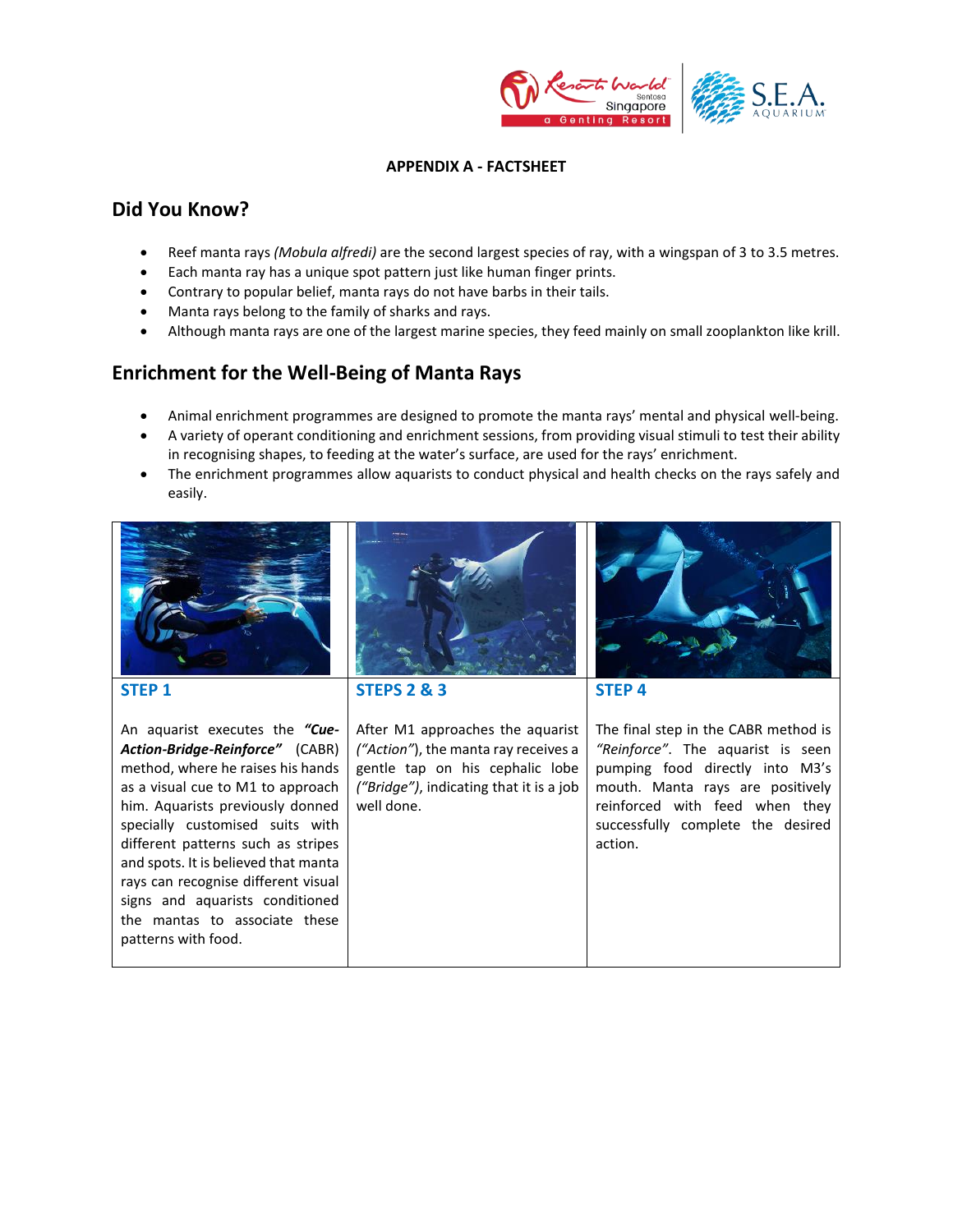**APPENDIX A - FACTSHEET**

## Did You Know?

- Reef manta rays *(Mobula alfredi)* are the second largest species of ray, with a wingspan of 3 to 3.5 metres.
- Each manta ray has a unique spot pattern just like human finger prints.
- Contrary to popular belief, manta rays do not have barbs in their tails.
- Manta rays belong to the family of sharks and rays.
- Although manta rays are one of the largest marine species, they feed mainly on small zooplankton like krill.

## Enrichment for the Well-Being of Manta Rays

- Animal enrichment programmes are designed to promote the manta rays' mental and physical well-being.
- A variety of operant conditioning and enrichment sessions, from providing visual stimuli to test their ability in recognising shapes, to feeding at the water's surface, are used for the rays' enrichment.
- The enrichment programmes allow aquarists to conduct physical and health checks on the rays safely and easily.

| STEP 1 | STEPS 2 & 3 | STEP 4 |
|---|---|---|
| An aquarist executes the ***"Cue-Action-Bridge-Reinforce"*** (CABR) method, where he raises his hands as a visual cue to M1 to approach him. Aquarists previously donned specially customised suits with different patterns such as stripes and spots. It is believed that manta rays can recognise different visual signs and aquarists conditioned the mantas to associate these patterns with food. | After M1 approaches the aquarist *("Action")*, the manta ray receives a gentle tap on his cephalic lobe *("Bridge")*, indicating that it is a job well done. | The final step in the CABR method is *"Reinforce"*. The aquarist is seen pumping food directly into M3's mouth. Manta rays are positively reinforced with feed when they successfully complete the desired action. |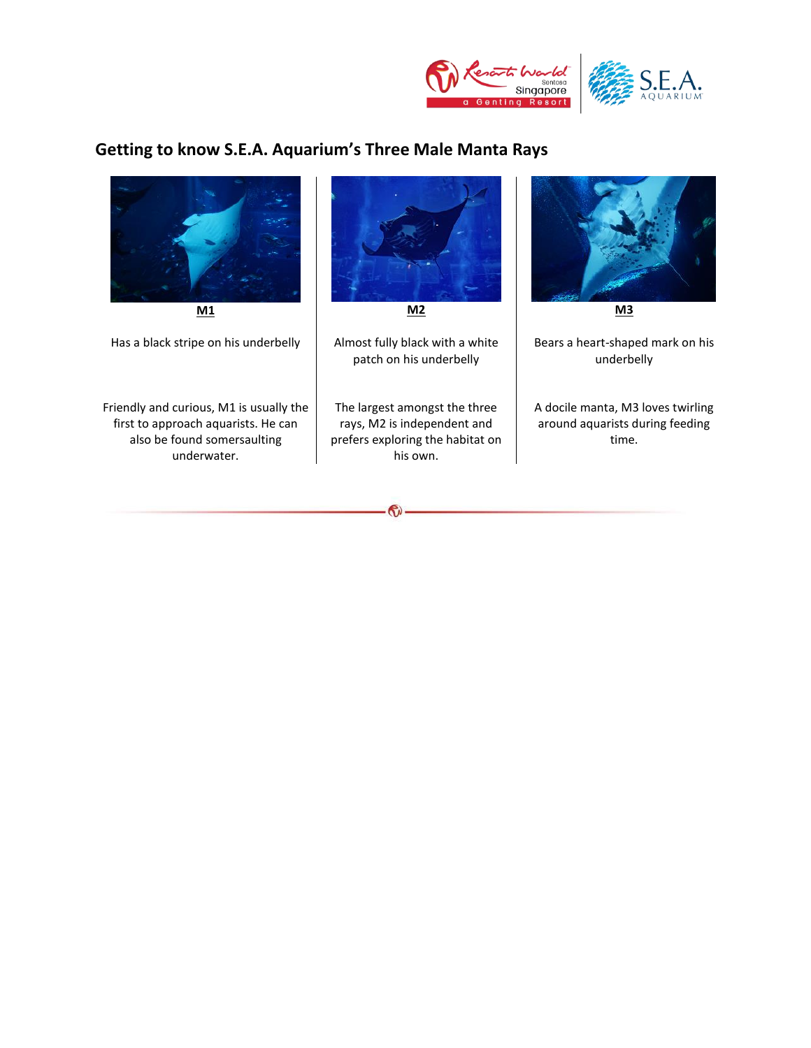## Getting to know S.E.A. Aquarium's Three Male Manta Rays

| M1 | M2 | M3 |
|---|---|---|
| Has a black stripe on his underbelly | Almost fully black with a white patch on his underbelly | Bears a heart-shaped mark on his underbelly |
| Friendly and curious, M1 is usually the first to approach aquarists. He can also be found somersaulting underwater. | The largest amongst the three rays, M2 is independent and prefers exploring the habitat on his own. | A docile manta, M3 loves twirling around aquarists during feeding time. |